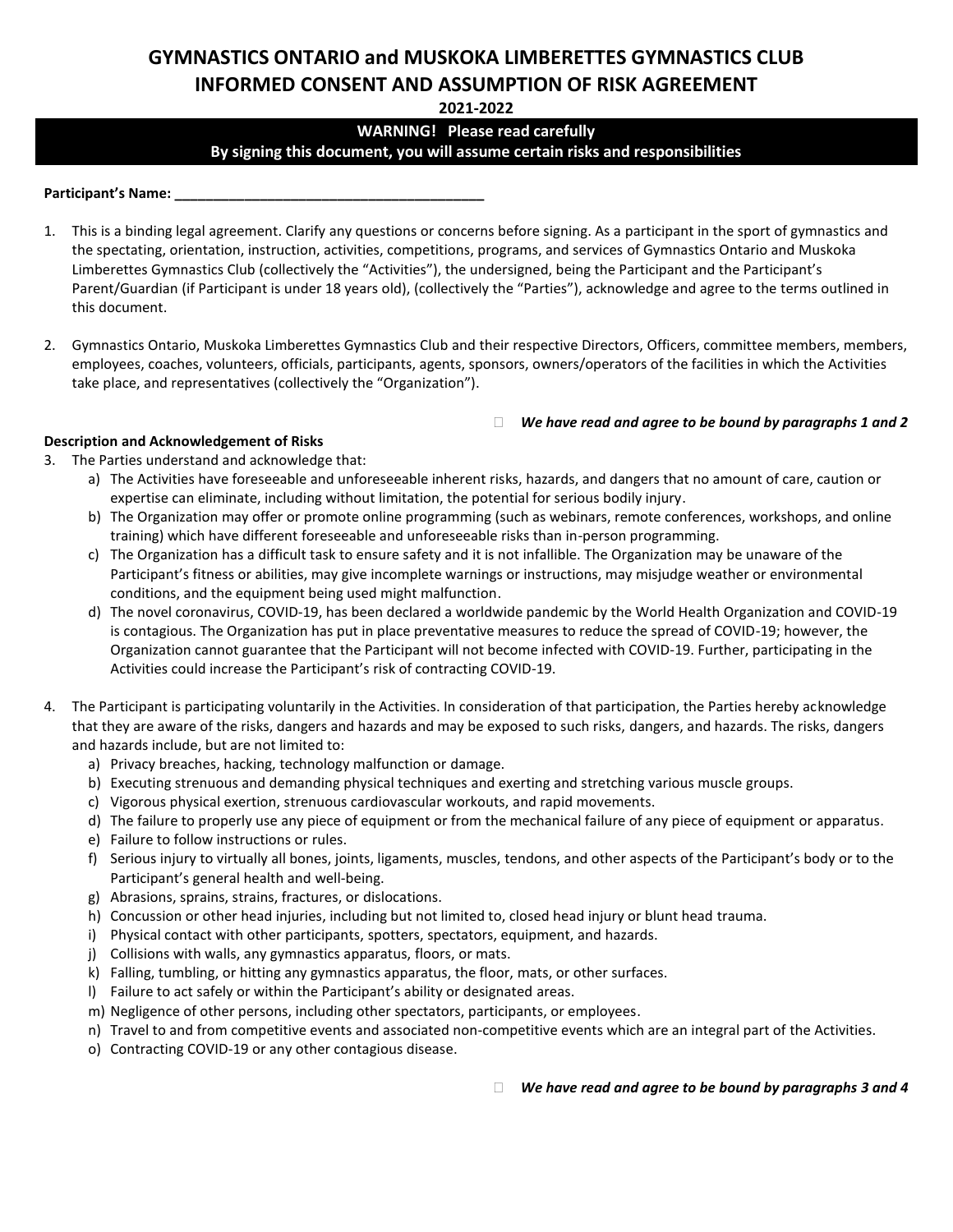# GYMNASTICS ONTARIO and MUSKOKA LIMBERETTES GYMNASTICS CLUB
# INFORMED CONSENT AND ASSUMPTION OF RISK AGREEMENT

**2021-2022**

**WARNING! Please read carefully**
**By signing this document, you will assume certain risks and responsibilities**

**Participant's Name: ________________________________________**

1. This is a binding legal agreement. Clarify any questions or concerns before signing. As a participant in the sport of gymnastics and the spectating, orientation, instruction, activities, competitions, programs, and services of Gymnastics Ontario and Muskoka Limberettes Gymnastics Club (collectively the "Activities"), the undersigned, being the Participant and the Participant's Parent/Guardian (if Participant is under 18 years old), (collectively the "Parties"), acknowledge and agree to the terms outlined in this document.

2. Gymnastics Ontario, Muskoka Limberettes Gymnastics Club and their respective Directors, Officers, committee members, members, employees, coaches, volunteers, officials, participants, agents, sponsors, owners/operators of the facilities in which the Activities take place, and representatives (collectively the "Organization").

☐ ***We have read and agree to be bound by paragraphs 1 and 2***

**Description and Acknowledgement of Risks**

3. The Parties understand and acknowledge that:
   a) The Activities have foreseeable and unforeseeable inherent risks, hazards, and dangers that no amount of care, caution or expertise can eliminate, including without limitation, the potential for serious bodily injury.
   b) The Organization may offer or promote online programming (such as webinars, remote conferences, workshops, and online training) which have different foreseeable and unforeseeable risks than in-person programming.
   c) The Organization has a difficult task to ensure safety and it is not infallible. The Organization may be unaware of the Participant's fitness or abilities, may give incomplete warnings or instructions, may misjudge weather or environmental conditions, and the equipment being used might malfunction.
   d) The novel coronavirus, COVID-19, has been declared a worldwide pandemic by the World Health Organization and COVID-19 is contagious. The Organization has put in place preventative measures to reduce the spread of COVID-19; however, the Organization cannot guarantee that the Participant will not become infected with COVID-19. Further, participating in the Activities could increase the Participant's risk of contracting COVID-19.

4. The Participant is participating voluntarily in the Activities. In consideration of that participation, the Parties hereby acknowledge that they are aware of the risks, dangers and hazards and may be exposed to such risks, dangers, and hazards. The risks, dangers and hazards include, but are not limited to:
   a) Privacy breaches, hacking, technology malfunction or damage.
   b) Executing strenuous and demanding physical techniques and exerting and stretching various muscle groups.
   c) Vigorous physical exertion, strenuous cardiovascular workouts, and rapid movements.
   d) The failure to properly use any piece of equipment or from the mechanical failure of any piece of equipment or apparatus.
   e) Failure to follow instructions or rules.
   f) Serious injury to virtually all bones, joints, ligaments, muscles, tendons, and other aspects of the Participant's body or to the Participant's general health and well-being.
   g) Abrasions, sprains, strains, fractures, or dislocations.
   h) Concussion or other head injuries, including but not limited to, closed head injury or blunt head trauma.
   i) Physical contact with other participants, spotters, spectators, equipment, and hazards.
   j) Collisions with walls, any gymnastics apparatus, floors, or mats.
   k) Falling, tumbling, or hitting any gymnastics apparatus, the floor, mats, or other surfaces.
   l) Failure to act safely or within the Participant's ability or designated areas.
   m) Negligence of other persons, including other spectators, participants, or employees.
   n) Travel to and from competitive events and associated non-competitive events which are an integral part of the Activities.
   o) Contracting COVID-19 or any other contagious disease.

☐ ***We have read and agree to be bound by paragraphs 3 and 4***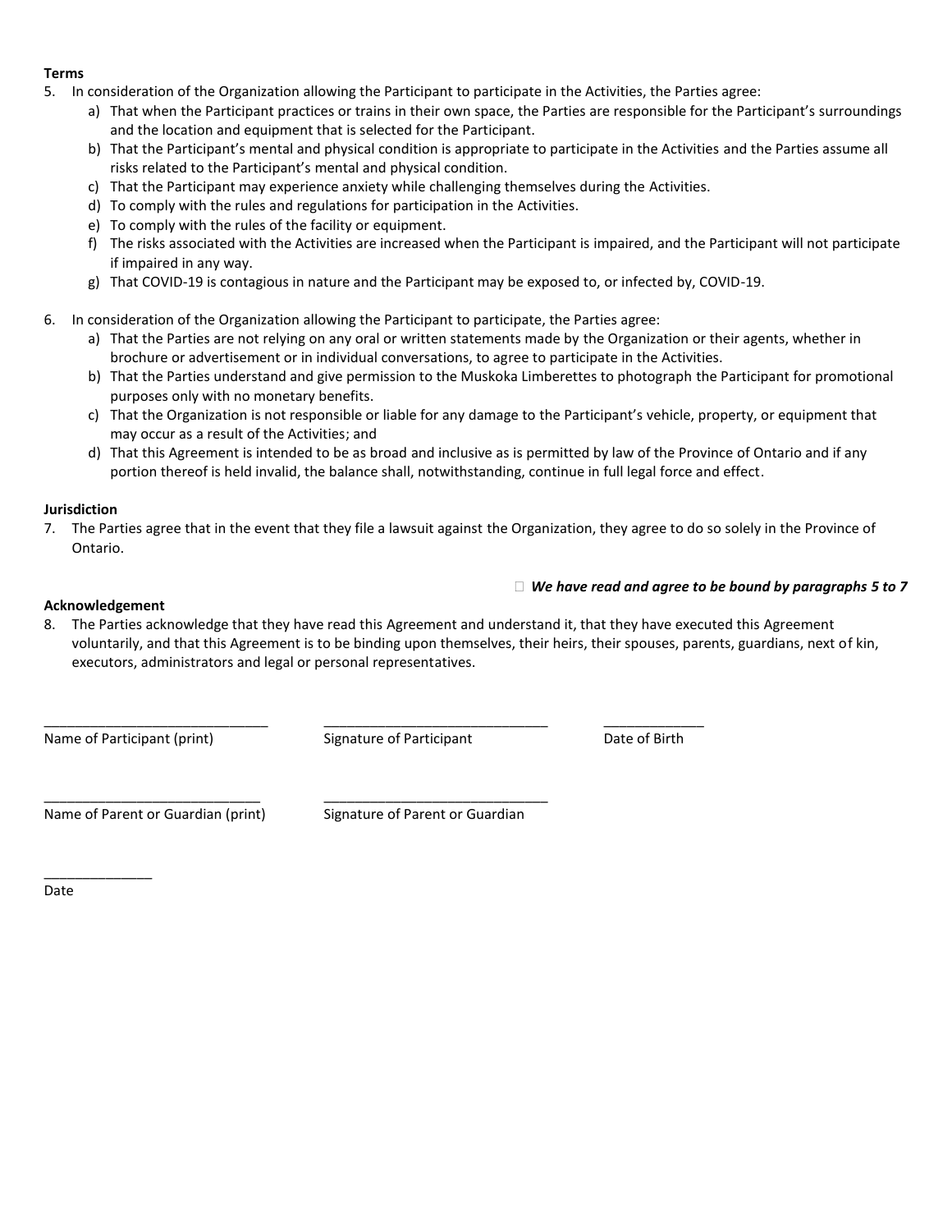**Terms**

5. In consideration of the Organization allowing the Participant to participate in the Activities, the Parties agree:
    a) That when the Participant practices or trains in their own space, the Parties are responsible for the Participant's surroundings and the location and equipment that is selected for the Participant.
    b) That the Participant's mental and physical condition is appropriate to participate in the Activities and the Parties assume all risks related to the Participant's mental and physical condition.
    c) That the Participant may experience anxiety while challenging themselves during the Activities.
    d) To comply with the rules and regulations for participation in the Activities.
    e) To comply with the rules of the facility or equipment.
    f) The risks associated with the Activities are increased when the Participant is impaired, and the Participant will not participate if impaired in any way.
    g) That COVID-19 is contagious in nature and the Participant may be exposed to, or infected by, COVID-19.

6. In consideration of the Organization allowing the Participant to participate, the Parties agree:
    a) That the Parties are not relying on any oral or written statements made by the Organization or their agents, whether in brochure or advertisement or in individual conversations, to agree to participate in the Activities.
    b) That the Parties understand and give permission to the Muskoka Limberettes to photograph the Participant for promotional purposes only with no monetary benefits.
    c) That the Organization is not responsible or liable for any damage to the Participant's vehicle, property, or equipment that may occur as a result of the Activities; and
    d) That this Agreement is intended to be as broad and inclusive as is permitted by law of the Province of Ontario and if any portion thereof is held invalid, the balance shall, notwithstanding, continue in full legal force and effect.

**Jurisdiction**

7. The Parties agree that in the event that they file a lawsuit against the Organization, they agree to do so solely in the Province of Ontario.

☐ ***We have read and agree to be bound by paragraphs 5 to 7***

**Acknowledgement**

8. The Parties acknowledge that they have read this Agreement and understand it, that they have executed this Agreement voluntarily, and that this Agreement is to be binding upon themselves, their heirs, their spouses, parents, guardians, next of kin, executors, administrators and legal or personal representatives.

| ______________________________ | ______________________________ | ______________ |
|---|---|---|
| Name of Participant (print) | Signature of Participant | Date of Birth |

| ____________________________ | ______________________________ |
|---|---|
| Name of Parent or Guardian (print) | Signature of Parent or Guardian |

______________
Date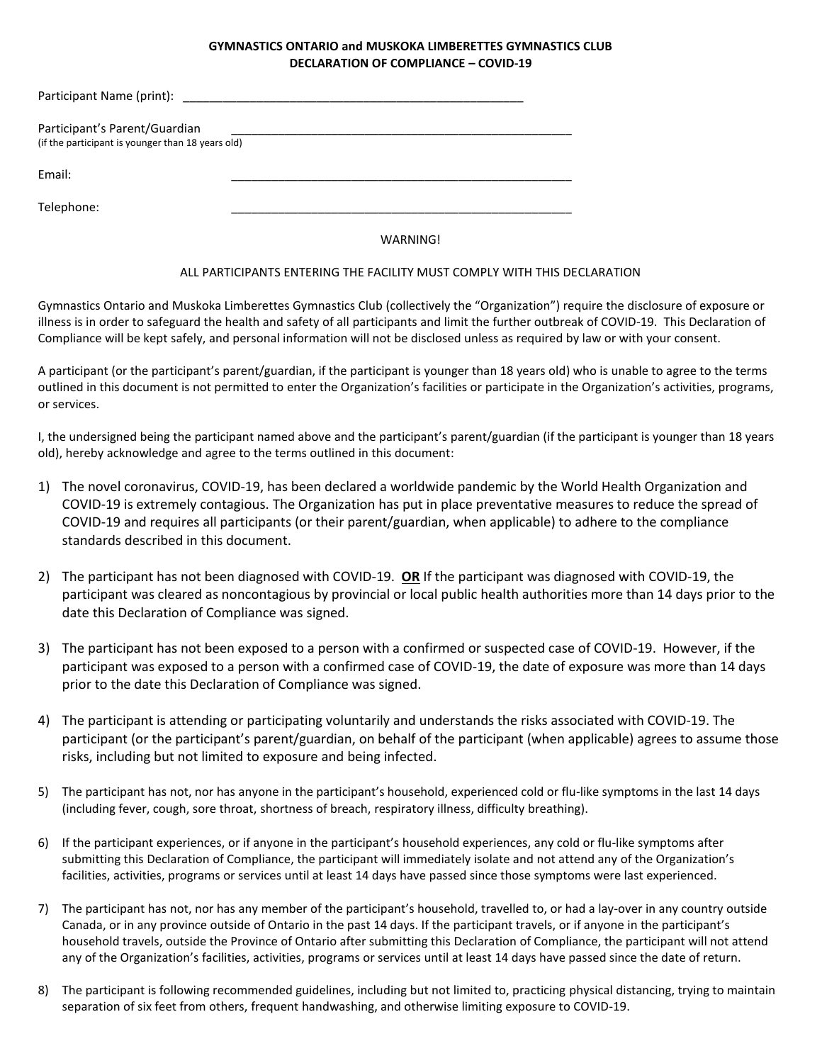**GYMNASTICS ONTARIO and MUSKOKA LIMBERETTES GYMNASTICS CLUB**
**DECLARATION OF COMPLIANCE – COVID-19**

Participant Name (print): ____________________________________________________

Participant's Parent/Guardian ____________________________________________________
(if the participant is younger than 18 years old)

Email: ____________________________________________________

Telephone: ____________________________________________________

WARNING!

ALL PARTICIPANTS ENTERING THE FACILITY MUST COMPLY WITH THIS DECLARATION

Gymnastics Ontario and Muskoka Limberettes Gymnastics Club (collectively the "Organization") require the disclosure of exposure or illness is in order to safeguard the health and safety of all participants and limit the further outbreak of COVID-19. This Declaration of Compliance will be kept safely, and personal information will not be disclosed unless as required by law or with your consent.

A participant (or the participant's parent/guardian, if the participant is younger than 18 years old) who is unable to agree to the terms outlined in this document is not permitted to enter the Organization's facilities or participate in the Organization's activities, programs, or services.

I, the undersigned being the participant named above and the participant's parent/guardian (if the participant is younger than 18 years old), hereby acknowledge and agree to the terms outlined in this document:

1) The novel coronavirus, COVID-19, has been declared a worldwide pandemic by the World Health Organization and COVID-19 is extremely contagious. The Organization has put in place preventative measures to reduce the spread of COVID-19 and requires all participants (or their parent/guardian, when applicable) to adhere to the compliance standards described in this document.

2) The participant has not been diagnosed with COVID-19. **OR** If the participant was diagnosed with COVID-19, the participant was cleared as noncontagious by provincial or local public health authorities more than 14 days prior to the date this Declaration of Compliance was signed.

3) The participant has not been exposed to a person with a confirmed or suspected case of COVID-19. However, if the participant was exposed to a person with a confirmed case of COVID-19, the date of exposure was more than 14 days prior to the date this Declaration of Compliance was signed.

4) The participant is attending or participating voluntarily and understands the risks associated with COVID-19. The participant (or the participant's parent/guardian, on behalf of the participant (when applicable) agrees to assume those risks, including but not limited to exposure and being infected.

5) The participant has not, nor has anyone in the participant's household, experienced cold or flu-like symptoms in the last 14 days (including fever, cough, sore throat, shortness of breach, respiratory illness, difficulty breathing).

6) If the participant experiences, or if anyone in the participant's household experiences, any cold or flu-like symptoms after submitting this Declaration of Compliance, the participant will immediately isolate and not attend any of the Organization's facilities, activities, programs or services until at least 14 days have passed since those symptoms were last experienced.

7) The participant has not, nor has any member of the participant's household, travelled to, or had a lay-over in any country outside Canada, or in any province outside of Ontario in the past 14 days. If the participant travels, or if anyone in the participant's household travels, outside the Province of Ontario after submitting this Declaration of Compliance, the participant will not attend any of the Organization's facilities, activities, programs or services until at least 14 days have passed since the date of return.

8) The participant is following recommended guidelines, including but not limited to, practicing physical distancing, trying to maintain separation of six feet from others, frequent handwashing, and otherwise limiting exposure to COVID-19.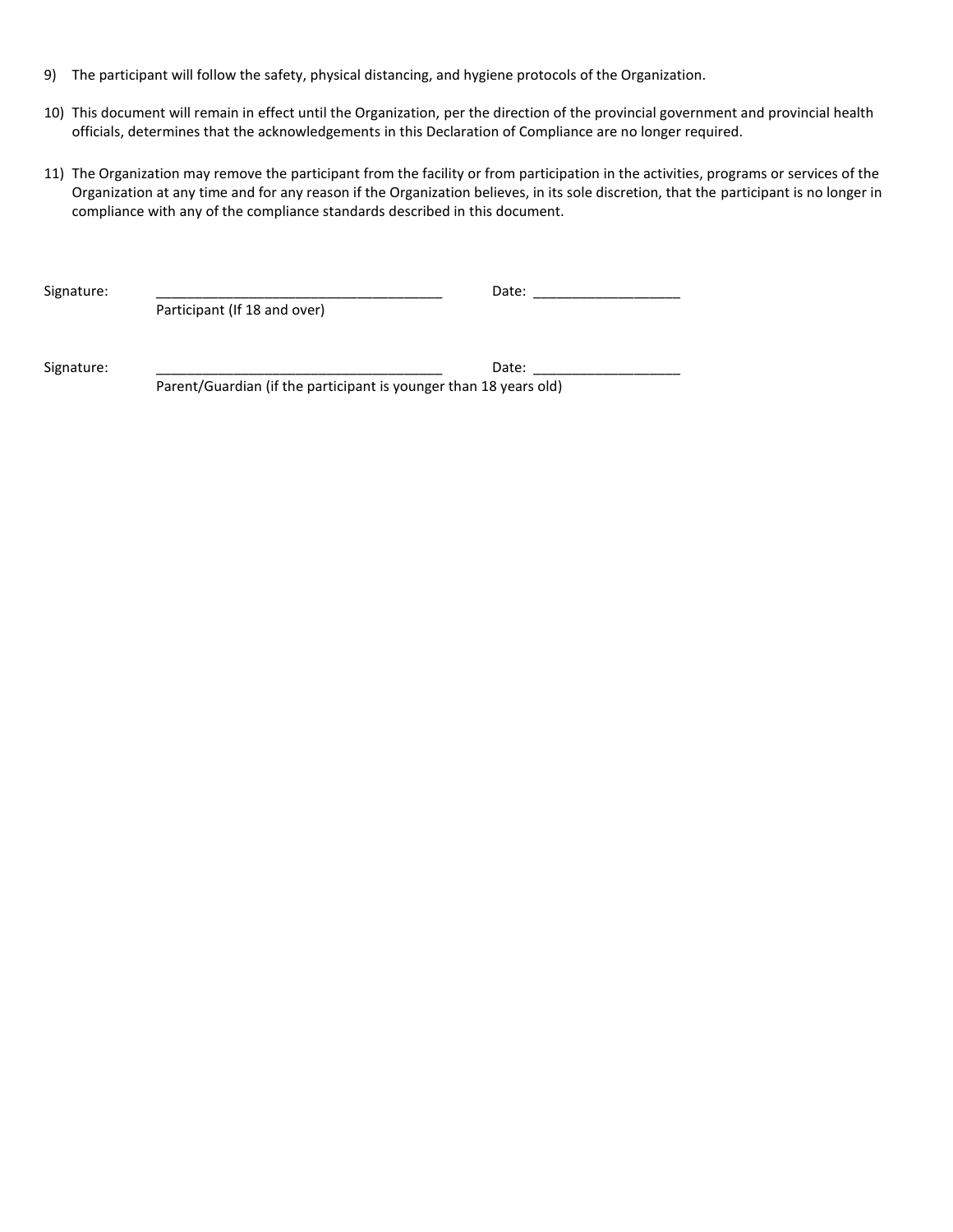9) The participant will follow the safety, physical distancing, and hygiene protocols of the Organization.

10) This document will remain in effect until the Organization, per the direction of the provincial government and provincial health officials, determines that the acknowledgements in this Declaration of Compliance are no longer required.

11) The Organization may remove the participant from the facility or from participation in the activities, programs or services of the Organization at any time and for any reason if the Organization believes, in its sole discretion, that the participant is no longer in compliance with any of the compliance standards described in this document.

Signature: _____________________________________ Date: ___________________
Participant (If 18 and over)

Signature: _____________________________________ Date: ___________________
Parent/Guardian (if the participant is younger than 18 years old)